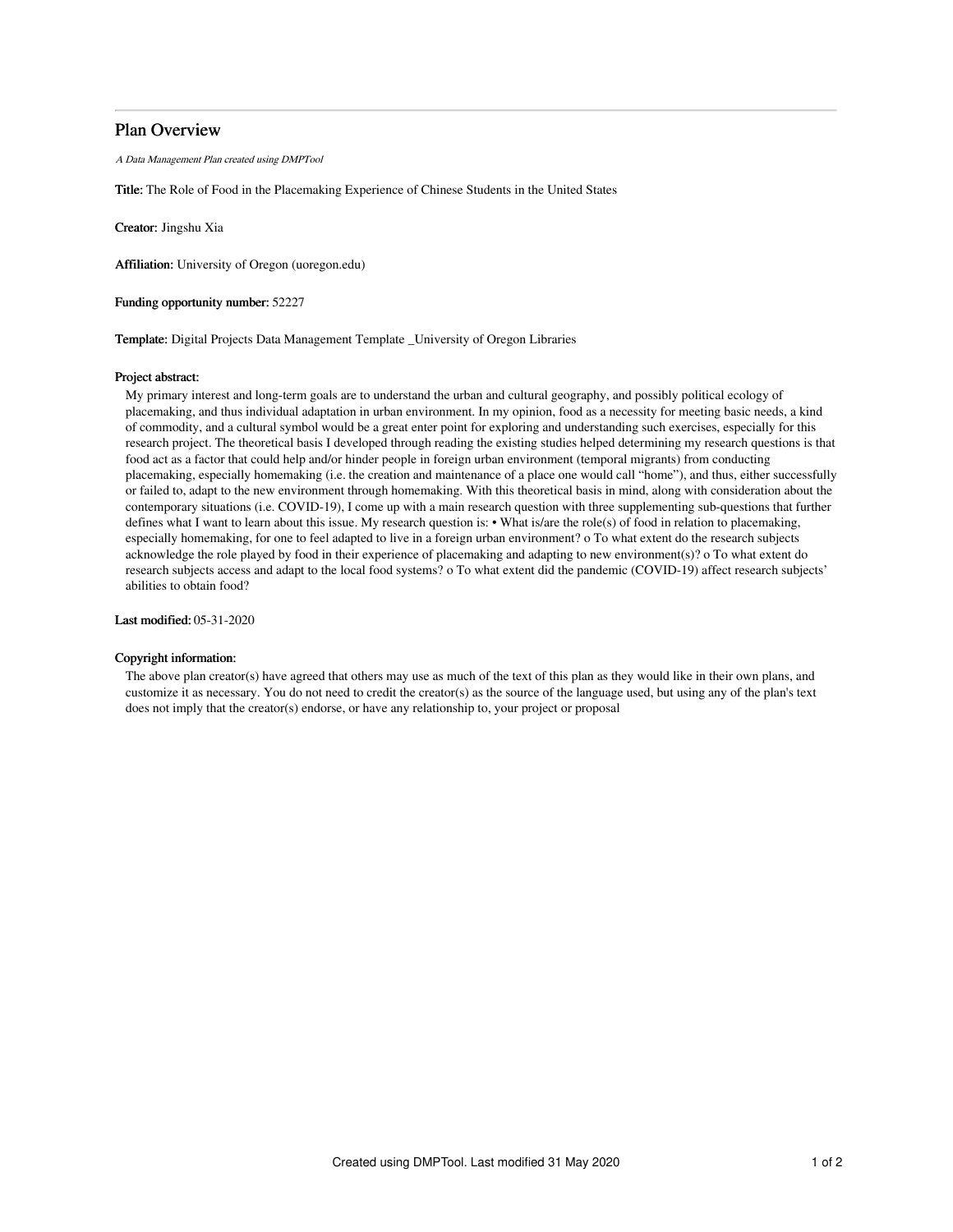# Plan Overview

*A Data Management Plan created using DMPTool*

**Title:** The Role of Food in the Placemaking Experience of Chinese Students in the United States

**Creator:** Jingshu Xia

**Affiliation:** University of Oregon (uoregon.edu)

**Funding opportunity number:** 52227

**Template:** Digital Projects Data Management Template _University of Oregon Libraries

**Project abstract:**

My primary interest and long-term goals are to understand the urban and cultural geography, and possibly political ecology of placemaking, and thus individual adaptation in urban environment. In my opinion, food as a necessity for meeting basic needs, a kind of commodity, and a cultural symbol would be a great enter point for exploring and understanding such exercises, especially for this research project. The theoretical basis I developed through reading the existing studies helped determining my research questions is that food act as a factor that could help and/or hinder people in foreign urban environment (temporal migrants) from conducting placemaking, especially homemaking (i.e. the creation and maintenance of a place one would call "home"), and thus, either successfully or failed to, adapt to the new environment through homemaking. With this theoretical basis in mind, along with consideration about the contemporary situations (i.e. COVID-19), I come up with a main research question with three supplementing sub-questions that further defines what I want to learn about this issue. My research question is: • What is/are the role(s) of food in relation to placemaking, especially homemaking, for one to feel adapted to live in a foreign urban environment? o To what extent do the research subjects acknowledge the role played by food in their experience of placemaking and adapting to new environment(s)? o To what extent do research subjects access and adapt to the local food systems? o To what extent did the pandemic (COVID-19) affect research subjects' abilities to obtain food?

**Last modified:** 05-31-2020

**Copyright information:**

The above plan creator(s) have agreed that others may use as much of the text of this plan as they would like in their own plans, and customize it as necessary. You do not need to credit the creator(s) as the source of the language used, but using any of the plan's text does not imply that the creator(s) endorse, or have any relationship to, your project or proposal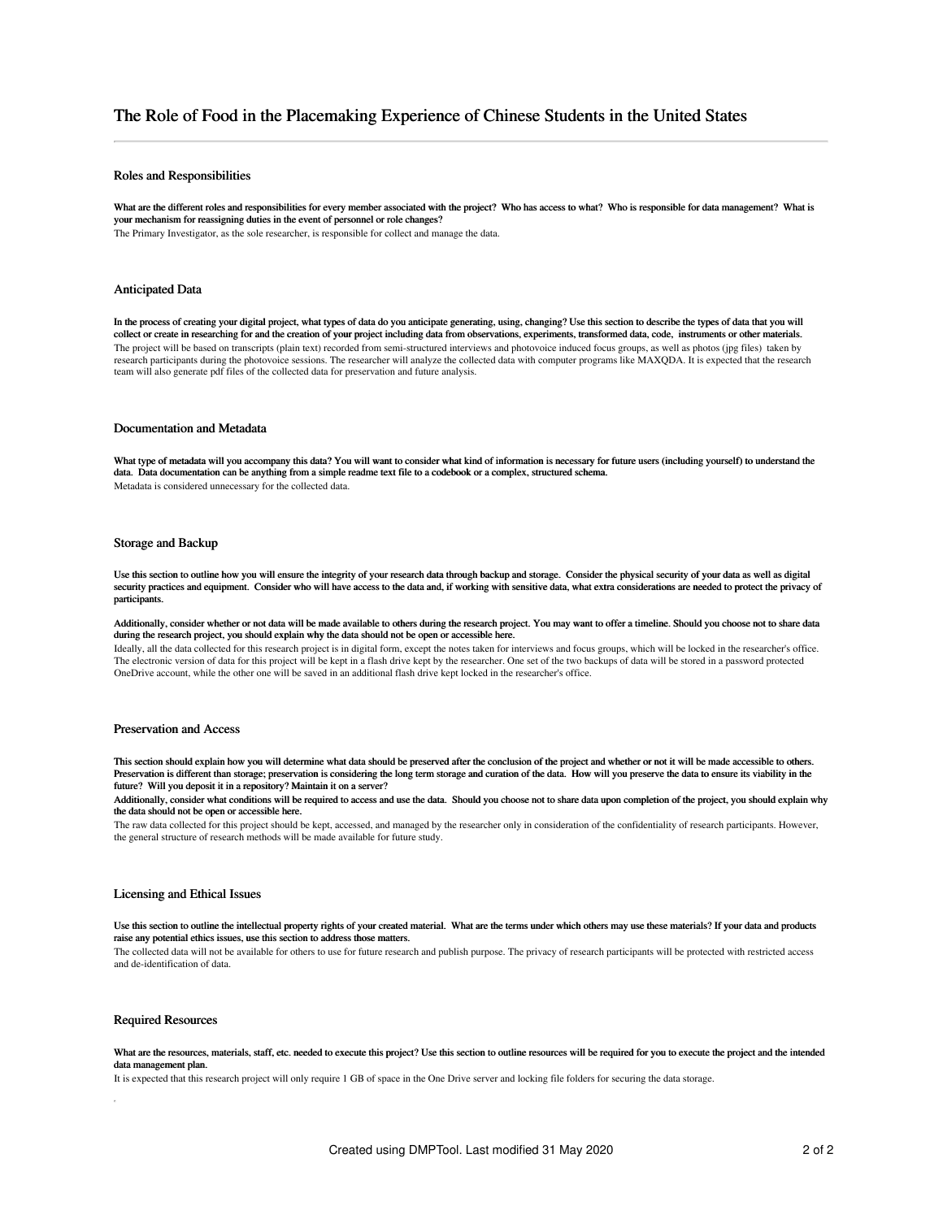# The Role of Food in the Placemaking Experience of Chinese Students in the United States

## Roles and Responsibilities

**What are the different roles and responsibilities for every member associated with the project? Who has access to what? Who is responsible for data management? What is your mechanism for reassigning duties in the event of personnel or role changes?**

The Primary Investigator, as the sole researcher, is responsible for collect and manage the data.

## Anticipated Data

**In the process of creating your digital project, what types of data do you anticipate generating, using, changing? Use this section to describe the types of data that you will collect or create in researching for and the creation of your project including data from observations, experiments, transformed data, code, instruments or other materials.**

The project will be based on transcripts (plain text) recorded from semi-structured interviews and photovoice induced focus groups, as well as photos (jpg files) taken by research participants during the photovoice sessions. The researcher will analyze the collected data with computer programs like MAXQDA. It is expected that the research team will also generate pdf files of the collected data for preservation and future analysis.

## Documentation and Metadata

**What type of metadata will you accompany this data? You will want to consider what kind of information is necessary for future users (including yourself) to understand the data. Data documentation can be anything from a simple readme text file to a codebook or a complex, structured schema.**

Metadata is considered unnecessary for the collected data.

## Storage and Backup

**Use this section to outline how you will ensure the integrity of your research data through backup and storage. Consider the physical security of your data as well as digital security practices and equipment. Consider who will have access to the data and, if working with sensitive data, what extra considerations are needed to protect the privacy of participants.**

**Additionally, consider whether or not data will be made available to others during the research project. You may want to offer a timeline. Should you choose not to share data during the research project, you should explain why the data should not be open or accessible here.**

Ideally, all the data collected for this research project is in digital form, except the notes taken for interviews and focus groups, which will be locked in the researcher's office. The electronic version of data for this project will be kept in a flash drive kept by the researcher. One set of the two backups of data will be stored in a password protected OneDrive account, while the other one will be saved in an additional flash drive kept locked in the researcher's office.

## Preservation and Access

**This section should explain how you will determine what data should be preserved after the conclusion of the project and whether or not it will be made accessible to others. Preservation is different than storage; preservation is considering the long term storage and curation of the data. How will you preserve the data to ensure its viability in the future? Will you deposit it in a repository? Maintain it on a server?**

**Additionally, consider what conditions will be required to access and use the data. Should you choose not to share data upon completion of the project, you should explain why the data should not be open or accessible here.**

The raw data collected for this project should be kept, accessed, and managed by the researcher only in consideration of the confidentiality of research participants. However, the general structure of research methods will be made available for future study.

## Licensing and Ethical Issues

**Use this section to outline the intellectual property rights of your created material. What are the terms under which others may use these materials? If your data and products raise any potential ethics issues, use this section to address those matters.**

The collected data will not be available for others to use for future research and publish purpose. The privacy of research participants will be protected with restricted access and de-identification of data.

## Required Resources

**What are the resources, materials, staff, etc. needed to execute this project? Use this section to outline resources will be required for you to execute the project and the intended data management plan.**

It is expected that this research project will only require 1 GB of space in the One Drive server and locking file folders for securing the data storage.